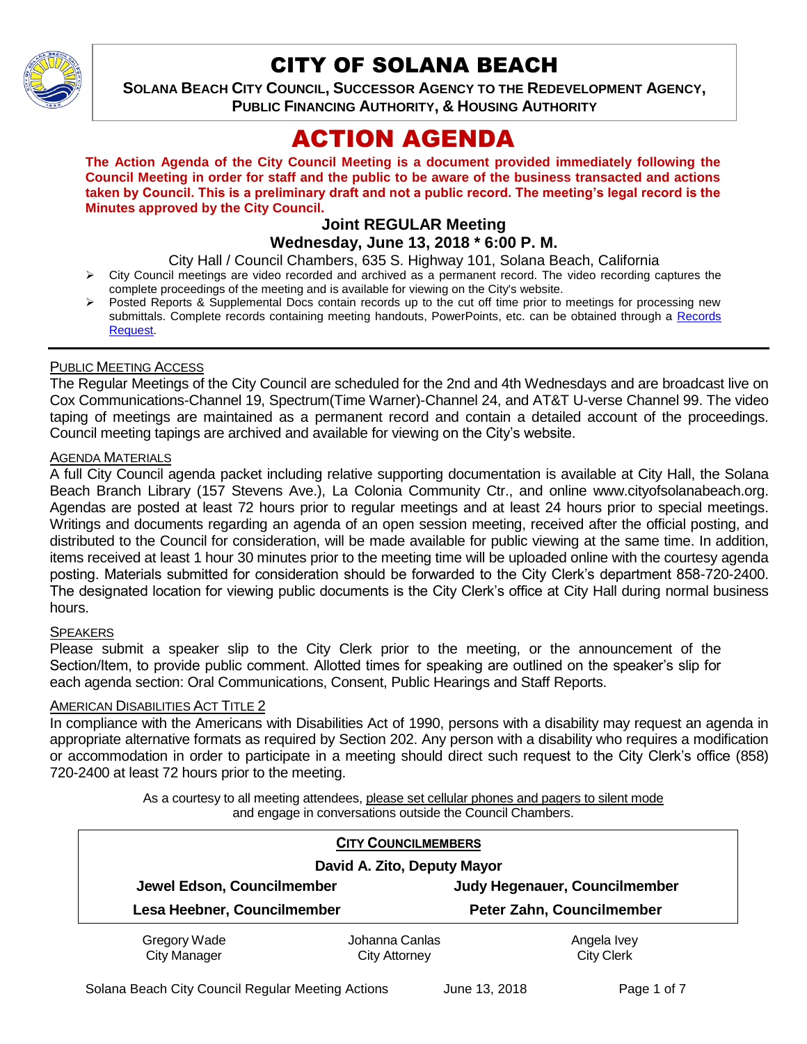# CITY OF SOLANA BEACH

**SOLANA BEACH CITY COUNCIL, SUCCESSOR AGENCY TO THE REDEVELOPMENT AGENCY, PUBLIC FINANCING AUTHORITY, & HOUSING AUTHORITY**

# ACTION AGENDA

**The Action Agenda of the City Council Meeting is a document provided immediately following the Council Meeting in order for staff and the public to be aware of the business transacted and actions taken by Council. This is a preliminary draft and not a public record. The meeting's legal record is the Minutes approved by the City Council.**

## Joint REGULAR Meeting

## Wednesday, June 13, 2018 * 6:00 P. M.

City Hall / Council Chambers, 635 S. Highway 101, Solana Beach, California

- City Council meetings are video recorded and archived as a permanent record. The video recording captures the complete proceedings of the meeting and is available for viewing on the City's website.
- Posted Reports & Supplemental Docs contain records up to the cut off time prior to meetings for processing new submittals. Complete records containing meeting handouts, PowerPoints, etc. can be obtained through a Records Request.

---

PUBLIC MEETING ACCESS

The Regular Meetings of the City Council are scheduled for the 2nd and 4th Wednesdays and are broadcast live on Cox Communications-Channel 19, Spectrum(Time Warner)-Channel 24, and AT&T U-verse Channel 99. The video taping of meetings are maintained as a permanent record and contain a detailed account of the proceedings. Council meeting tapings are archived and available for viewing on the City's website.

AGENDA MATERIALS

A full City Council agenda packet including relative supporting documentation is available at City Hall, the Solana Beach Branch Library (157 Stevens Ave.), La Colonia Community Ctr., and online www.cityofsolanabeach.org. Agendas are posted at least 72 hours prior to regular meetings and at least 24 hours prior to special meetings. Writings and documents regarding an agenda of an open session meeting, received after the official posting, and distributed to the Council for consideration, will be made available for public viewing at the same time. In addition, items received at least 1 hour 30 minutes prior to the meeting time will be uploaded online with the courtesy agenda posting. Materials submitted for consideration should be forwarded to the City Clerk's department 858-720-2400. The designated location for viewing public documents is the City Clerk's office at City Hall during normal business hours.

SPEAKERS

Please submit a speaker slip to the City Clerk prior to the meeting, or the announcement of the Section/Item, to provide public comment. Allotted times for speaking are outlined on the speaker's slip for each agenda section: Oral Communications, Consent, Public Hearings and Staff Reports.

AMERICAN DISABILITIES ACT TITLE 2

In compliance with the Americans with Disabilities Act of 1990, persons with a disability may request an agenda in appropriate alternative formats as required by Section 202. Any person with a disability who requires a modification or accommodation in order to participate in a meeting should direct such request to the City Clerk's office (858) 720-2400 at least 72 hours prior to the meeting.

As a courtesy to all meeting attendees, please set cellular phones and pagers to silent mode and engage in conversations outside the Council Chambers.

**CITY COUNCILMEMBERS**

**David A. Zito, Deputy Mayor**

| | |
|---|---|
| **Jewel Edson, Councilmember** | **Judy Hegenauer, Councilmember** |
| **Lesa Heebner, Councilmember** | **Peter Zahn, Councilmember** |

| | | |
|---|---|---|
| Gregory Wade<br>City Manager | Johanna Canlas<br>City Attorney | Angela Ivey<br>City Clerk |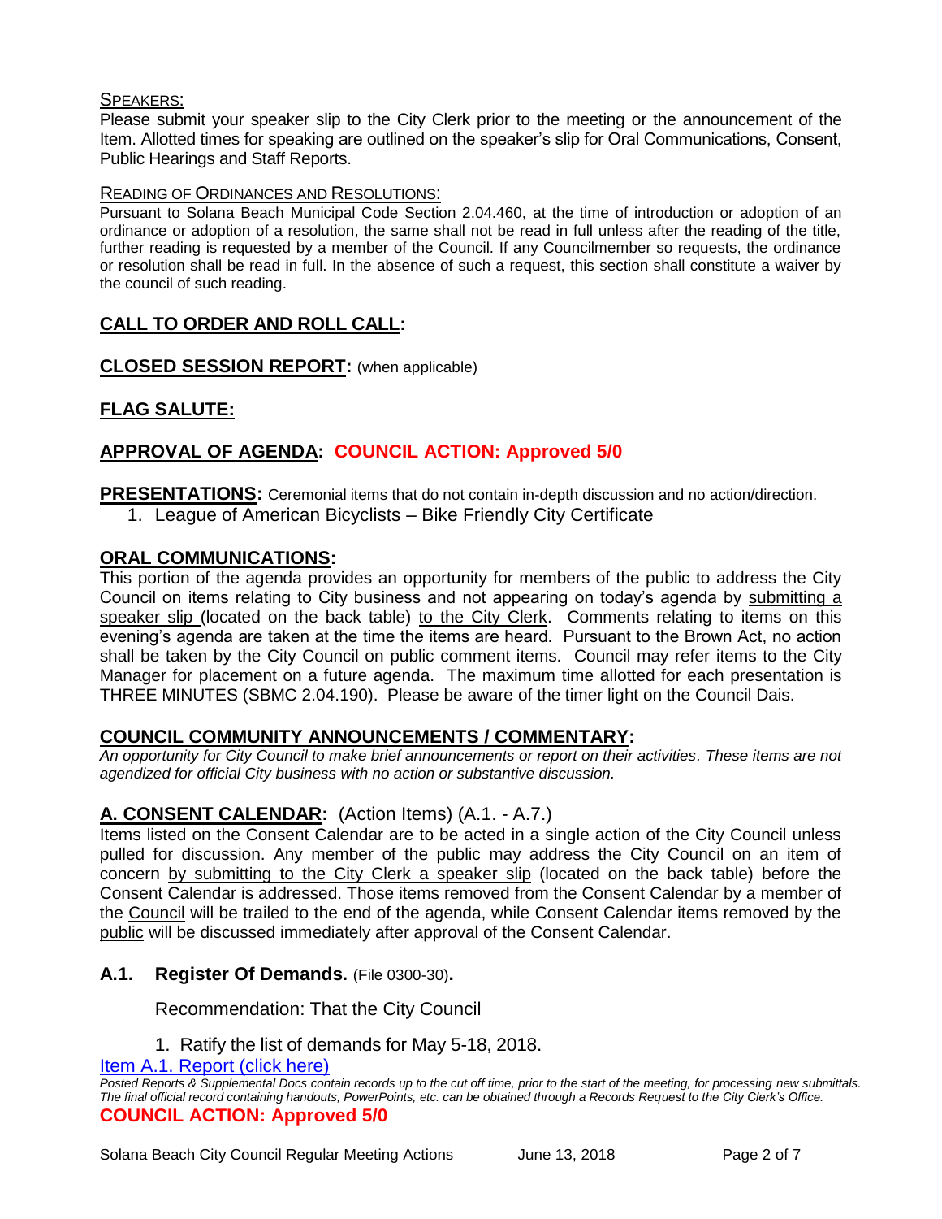SPEAKERS:

Please submit your speaker slip to the City Clerk prior to the meeting or the announcement of the Item. Allotted times for speaking are outlined on the speaker's slip for Oral Communications, Consent, Public Hearings and Staff Reports.

READING OF ORDINANCES AND RESOLUTIONS:

Pursuant to Solana Beach Municipal Code Section 2.04.460, at the time of introduction or adoption of an ordinance or adoption of a resolution, the same shall not be read in full unless after the reading of the title, further reading is requested by a member of the Council. If any Councilmember so requests, the ordinance or resolution shall be read in full. In the absence of such a request, this section shall constitute a waiver by the council of such reading.

## CALL TO ORDER AND ROLL CALL:

## CLOSED SESSION REPORT: (when applicable)

## FLAG SALUTE:

## APPROVAL OF AGENDA: COUNCIL ACTION: Approved 5/0

**PRESENTATIONS:** Ceremonial items that do not contain in-depth discussion and no action/direction.

1. League of American Bicyclists – Bike Friendly City Certificate

## ORAL COMMUNICATIONS:

This portion of the agenda provides an opportunity for members of the public to address the City Council on items relating to City business and not appearing on today's agenda by submitting a speaker slip (located on the back table) to the City Clerk. Comments relating to items on this evening's agenda are taken at the time the items are heard. Pursuant to the Brown Act, no action shall be taken by the City Council on public comment items. Council may refer items to the City Manager for placement on a future agenda. The maximum time allotted for each presentation is THREE MINUTES (SBMC 2.04.190). Please be aware of the timer light on the Council Dais.

## COUNCIL COMMUNITY ANNOUNCEMENTS / COMMENTARY:

*An opportunity for City Council to make brief announcements or report on their activities. These items are not agendized for official City business with no action or substantive discussion.*

## A. CONSENT CALENDAR: (Action Items) (A.1. - A.7.)

Items listed on the Consent Calendar are to be acted in a single action of the City Council unless pulled for discussion. Any member of the public may address the City Council on an item of concern by submitting to the City Clerk a speaker slip (located on the back table) before the Consent Calendar is addressed. Those items removed from the Consent Calendar by a member of the Council will be trailed to the end of the agenda, while Consent Calendar items removed by the public will be discussed immediately after approval of the Consent Calendar.

### A.1. Register Of Demands. (File 0300-30).

Recommendation: That the City Council

1. Ratify the list of demands for May 5-18, 2018.

Item A.1. Report (click here)

*Posted Reports & Supplemental Docs contain records up to the cut off time, prior to the start of the meeting, for processing new submittals. The final official record containing handouts, PowerPoints, etc. can be obtained through a Records Request to the City Clerk's Office.*

**COUNCIL ACTION: Approved 5/0**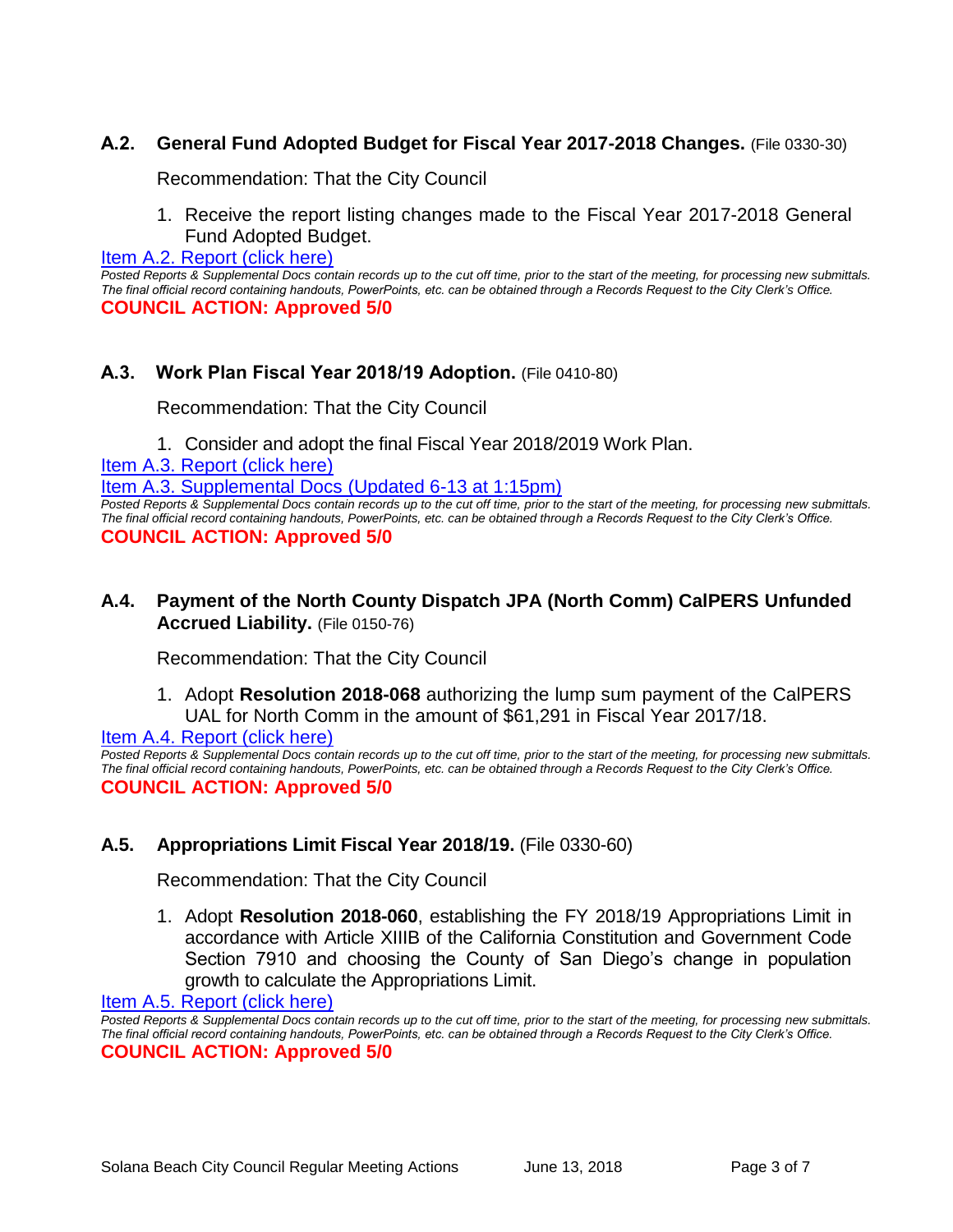### A.2. **General Fund Adopted Budget for Fiscal Year 2017-2018 Changes.** (File 0330-30)

Recommendation: That the City Council

1. Receive the report listing changes made to the Fiscal Year 2017-2018 General Fund Adopted Budget.

[Item A.2. Report (click here)]

*Posted Reports & Supplemental Docs contain records up to the cut off time, prior to the start of the meeting, for processing new submittals. The final official record containing handouts, PowerPoints, etc. can be obtained through a Records Request to the City Clerk's Office.*

**COUNCIL ACTION: Approved 5/0**

### A.3. **Work Plan Fiscal Year 2018/19 Adoption.** (File 0410-80)

Recommendation: That the City Council

1. Consider and adopt the final Fiscal Year 2018/2019 Work Plan.

[Item A.3. Report (click here)]

[Item A.3. Supplemental Docs (Updated 6-13 at 1:15pm)]

*Posted Reports & Supplemental Docs contain records up to the cut off time, prior to the start of the meeting, for processing new submittals. The final official record containing handouts, PowerPoints, etc. can be obtained through a Records Request to the City Clerk's Office.*

**COUNCIL ACTION: Approved 5/0**

### A.4. **Payment of the North County Dispatch JPA (North Comm) CalPERS Unfunded Accrued Liability.** (File 0150-76)

Recommendation: That the City Council

1. Adopt **Resolution 2018-068** authorizing the lump sum payment of the CalPERS UAL for North Comm in the amount of $61,291 in Fiscal Year 2017/18.

[Item A.4. Report (click here)]

*Posted Reports & Supplemental Docs contain records up to the cut off time, prior to the start of the meeting, for processing new submittals. The final official record containing handouts, PowerPoints, etc. can be obtained through a Records Request to the City Clerk's Office.*

**COUNCIL ACTION: Approved 5/0**

### A.5. **Appropriations Limit Fiscal Year 2018/19.** (File 0330-60)

Recommendation: That the City Council

1. Adopt **Resolution 2018-060**, establishing the FY 2018/19 Appropriations Limit in accordance with Article XIIIB of the California Constitution and Government Code Section 7910 and choosing the County of San Diego's change in population growth to calculate the Appropriations Limit.

[Item A.5. Report (click here)]

*Posted Reports & Supplemental Docs contain records up to the cut off time, prior to the start of the meeting, for processing new submittals. The final official record containing handouts, PowerPoints, etc. can be obtained through a Records Request to the City Clerk's Office.*

**COUNCIL ACTION: Approved 5/0**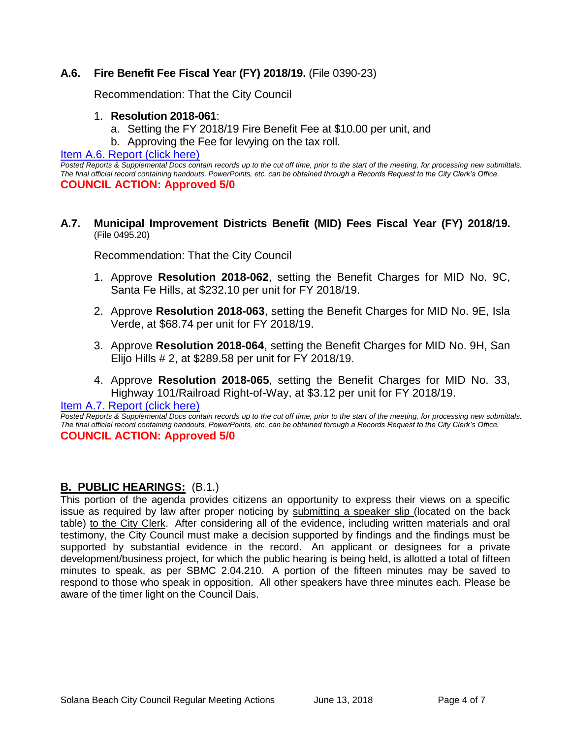### **A.6. Fire Benefit Fee Fiscal Year (FY) 2018/19.** (File 0390-23)

Recommendation: That the City Council

1. **Resolution 2018-061**:
   a. Setting the FY 2018/19 Fire Benefit Fee at $10.00 per unit, and
   b. Approving the Fee for levying on the tax roll.

[Item A.6. Report (click here)]

*Posted Reports & Supplemental Docs contain records up to the cut off time, prior to the start of the meeting, for processing new submittals. The final official record containing handouts, PowerPoints, etc. can be obtained through a Records Request to the City Clerk's Office.*

**COUNCIL ACTION: Approved 5/0**

### **A.7. Municipal Improvement Districts Benefit (MID) Fees Fiscal Year (FY) 2018/19.** (File 0495.20)

Recommendation: That the City Council

1. Approve **Resolution 2018-062**, setting the Benefit Charges for MID No. 9C, Santa Fe Hills, at $232.10 per unit for FY 2018/19.
2. Approve **Resolution 2018-063**, setting the Benefit Charges for MID No. 9E, Isla Verde, at $68.74 per unit for FY 2018/19.
3. Approve **Resolution 2018-064**, setting the Benefit Charges for MID No. 9H, San Elijo Hills # 2, at $289.58 per unit for FY 2018/19.
4. Approve **Resolution 2018-065**, setting the Benefit Charges for MID No. 33, Highway 101/Railroad Right-of-Way, at $3.12 per unit for FY 2018/19.

[Item A.7. Report (click here)]

*Posted Reports & Supplemental Docs contain records up to the cut off time, prior to the start of the meeting, for processing new submittals. The final official record containing handouts, PowerPoints, etc. can be obtained through a Records Request to the City Clerk's Office.*

**COUNCIL ACTION: Approved 5/0**

## **B. PUBLIC HEARINGS:** (B.1.)

This portion of the agenda provides citizens an opportunity to express their views on a specific issue as required by law after proper noticing by submitting a speaker slip (located on the back table) to the City Clerk. After considering all of the evidence, including written materials and oral testimony, the City Council must make a decision supported by findings and the findings must be supported by substantial evidence in the record. An applicant or designees for a private development/business project, for which the public hearing is being held, is allotted a total of fifteen minutes to speak, as per SBMC 2.04.210. A portion of the fifteen minutes may be saved to respond to those who speak in opposition. All other speakers have three minutes each. Please be aware of the timer light on the Council Dais.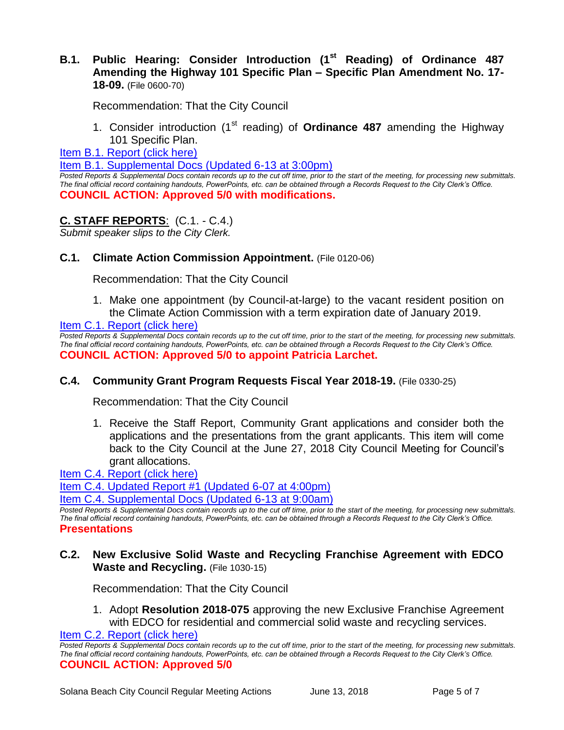**B.1. Public Hearing: Consider Introduction (1st Reading) of Ordinance 487 Amending the Highway 101 Specific Plan – Specific Plan Amendment No. 17-18-09.** (File 0600-70)

Recommendation: That the City Council

1. Consider introduction (1st reading) of **Ordinance 487** amending the Highway 101 Specific Plan.

Item B.1. Report (click here)

Item B.1. Supplemental Docs (Updated 6-13 at 3:00pm)

*Posted Reports & Supplemental Docs contain records up to the cut off time, prior to the start of the meeting, for processing new submittals. The final official record containing handouts, PowerPoints, etc. can be obtained through a Records Request to the City Clerk's Office.*

**COUNCIL ACTION: Approved 5/0 with modifications.**

## C. STAFF REPORTS: (C.1. - C.4.)

*Submit speaker slips to the City Clerk.*

**C.1. Climate Action Commission Appointment.** (File 0120-06)

Recommendation: That the City Council

1. Make one appointment (by Council-at-large) to the vacant resident position on the Climate Action Commission with a term expiration date of January 2019.

Item C.1. Report (click here)

*Posted Reports & Supplemental Docs contain records up to the cut off time, prior to the start of the meeting, for processing new submittals. The final official record containing handouts, PowerPoints, etc. can be obtained through a Records Request to the City Clerk's Office.*

**COUNCIL ACTION: Approved 5/0 to appoint Patricia Larchet.**

**C.4. Community Grant Program Requests Fiscal Year 2018-19.** (File 0330-25)

Recommendation: That the City Council

1. Receive the Staff Report, Community Grant applications and consider both the applications and the presentations from the grant applicants. This item will come back to the City Council at the June 27, 2018 City Council Meeting for Council's grant allocations.

Item C.4. Report (click here)

Item C.4. Updated Report #1 (Updated 6-07 at 4:00pm)

Item C.4. Supplemental Docs (Updated 6-13 at 9:00am)

*Posted Reports & Supplemental Docs contain records up to the cut off time, prior to the start of the meeting, for processing new submittals. The final official record containing handouts, PowerPoints, etc. can be obtained through a Records Request to the City Clerk's Office.*

**Presentations**

**C.2. New Exclusive Solid Waste and Recycling Franchise Agreement with EDCO Waste and Recycling.** (File 1030-15)

Recommendation: That the City Council

1. Adopt **Resolution 2018-075** approving the new Exclusive Franchise Agreement with EDCO for residential and commercial solid waste and recycling services.

Item C.2. Report (click here)

*Posted Reports & Supplemental Docs contain records up to the cut off time, prior to the start of the meeting, for processing new submittals. The final official record containing handouts, PowerPoints, etc. can be obtained through a Records Request to the City Clerk's Office.*

**COUNCIL ACTION: Approved 5/0**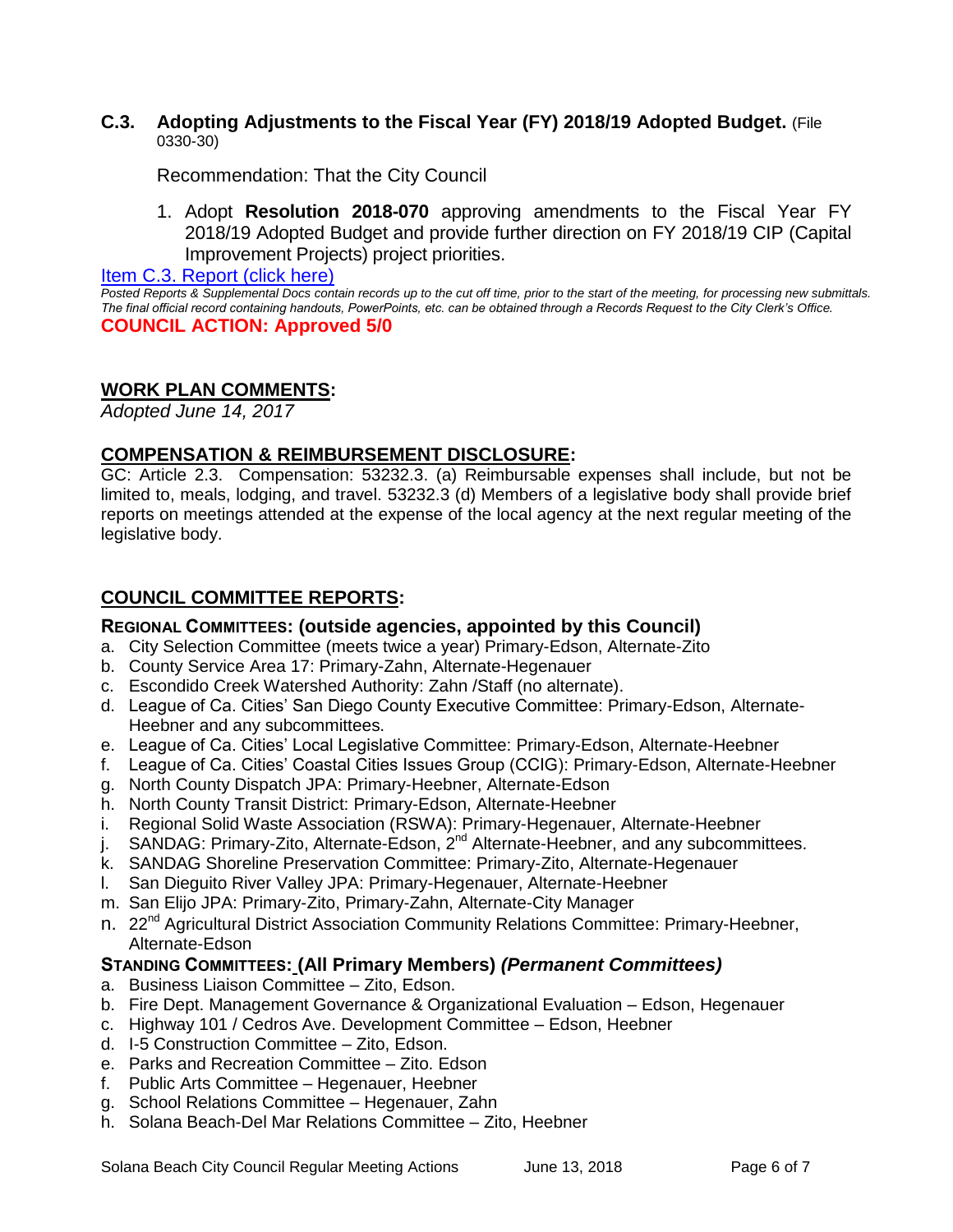### C.3. Adopting Adjustments to the Fiscal Year (FY) 2018/19 Adopted Budget. (File 0330-30)

Recommendation: That the City Council

1. Adopt **Resolution 2018-070** approving amendments to the Fiscal Year FY 2018/19 Adopted Budget and provide further direction on FY 2018/19 CIP (Capital Improvement Projects) project priorities.

Item C.3. Report (click here)

*Posted Reports & Supplemental Docs contain records up to the cut off time, prior to the start of the meeting, for processing new submittals. The final official record containing handouts, PowerPoints, etc. can be obtained through a Records Request to the City Clerk's Office.*

**COUNCIL ACTION: Approved 5/0**

## WORK PLAN COMMENTS:

*Adopted June 14, 2017*

## COMPENSATION & REIMBURSEMENT DISCLOSURE:

GC: Article 2.3. Compensation: 53232.3. (a) Reimbursable expenses shall include, but not be limited to, meals, lodging, and travel. 53232.3 (d) Members of a legislative body shall provide brief reports on meetings attended at the expense of the local agency at the next regular meeting of the legislative body.

## COUNCIL COMMITTEE REPORTS:

### REGIONAL COMMITTEES: (outside agencies, appointed by this Council)

a. City Selection Committee (meets twice a year) Primary-Edson, Alternate-Zito
b. County Service Area 17: Primary-Zahn, Alternate-Hegenauer
c. Escondido Creek Watershed Authority: Zahn /Staff (no alternate).
d. League of Ca. Cities' San Diego County Executive Committee: Primary-Edson, Alternate-Heebner and any subcommittees.
e. League of Ca. Cities' Local Legislative Committee: Primary-Edson, Alternate-Heebner
f. League of Ca. Cities' Coastal Cities Issues Group (CCIG): Primary-Edson, Alternate-Heebner
g. North County Dispatch JPA: Primary-Heebner, Alternate-Edson
h. North County Transit District: Primary-Edson, Alternate-Heebner
i. Regional Solid Waste Association (RSWA): Primary-Hegenauer, Alternate-Heebner
j. SANDAG: Primary-Zito, Alternate-Edson, 2nd Alternate-Heebner, and any subcommittees.
k. SANDAG Shoreline Preservation Committee: Primary-Zito, Alternate-Hegenauer
l. San Dieguito River Valley JPA: Primary-Hegenauer, Alternate-Heebner
m. San Elijo JPA: Primary-Zito, Primary-Zahn, Alternate-City Manager
n. 22nd Agricultural District Association Community Relations Committee: Primary-Heebner, Alternate-Edson

### STANDING COMMITTEES: (All Primary Members) *(Permanent Committees)*

a. Business Liaison Committee – Zito, Edson.
b. Fire Dept. Management Governance & Organizational Evaluation – Edson, Hegenauer
c. Highway 101 / Cedros Ave. Development Committee – Edson, Heebner
d. I-5 Construction Committee – Zito, Edson.
e. Parks and Recreation Committee – Zito. Edson
f. Public Arts Committee – Hegenauer, Heebner
g. School Relations Committee – Hegenauer, Zahn
h. Solana Beach-Del Mar Relations Committee – Zito, Heebner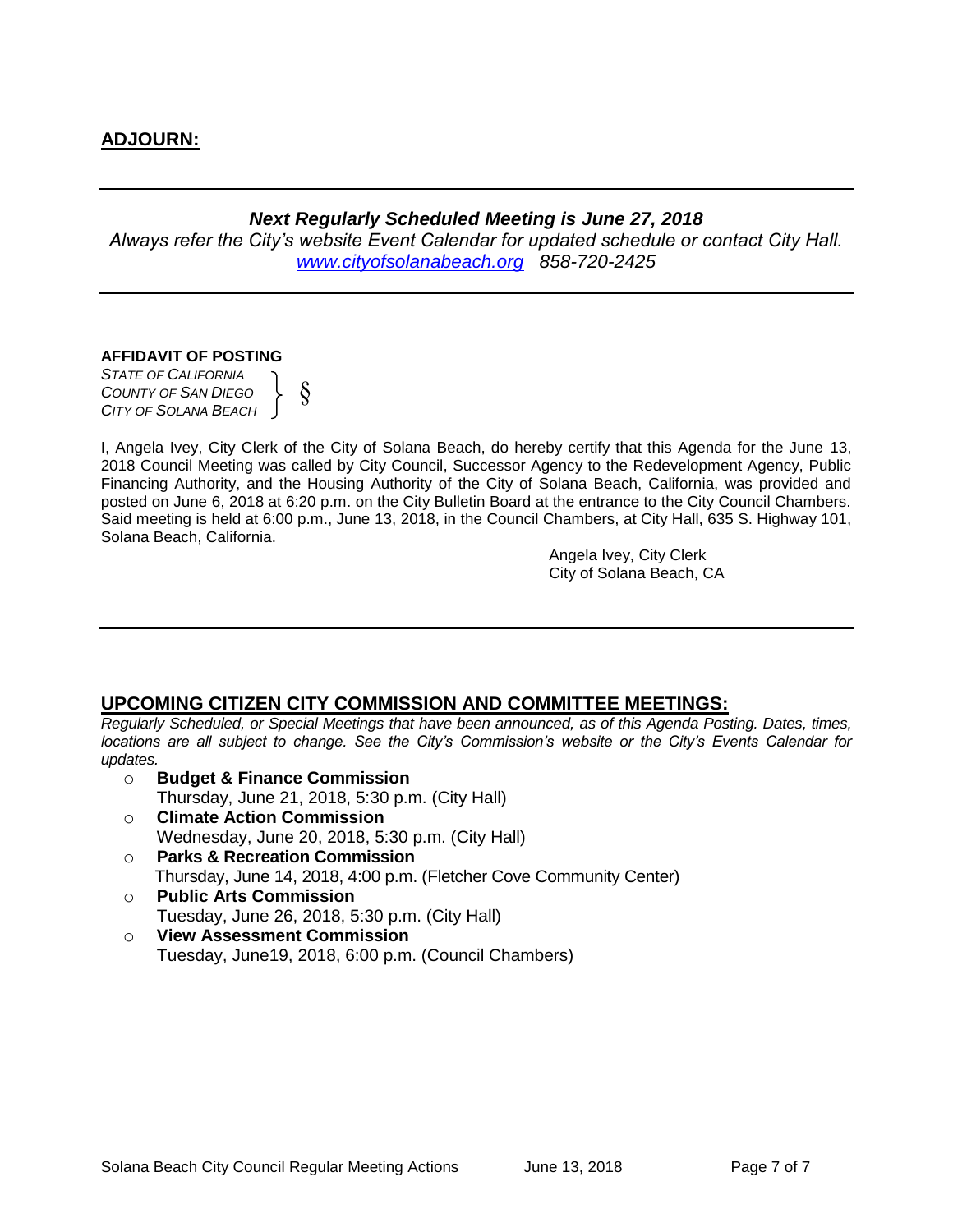## ADJOURN:

---

***Next Regularly Scheduled Meeting is June 27, 2018***

*Always refer the City's website Event Calendar for updated schedule or contact City Hall.*
*[www.cityofsolanabeach.org](http://www.cityofsolanabeach.org) 858-720-2425*

---

**AFFIDAVIT OF POSTING**

*STATE OF CALIFORNIA*
*COUNTY OF SAN DIEGO* §
*CITY OF SOLANA BEACH*

I, Angela Ivey, City Clerk of the City of Solana Beach, do hereby certify that this Agenda for the June 13, 2018 Council Meeting was called by City Council, Successor Agency to the Redevelopment Agency, Public Financing Authority, and the Housing Authority of the City of Solana Beach, California, was provided and posted on June 6, 2018 at 6:20 p.m. on the City Bulletin Board at the entrance to the City Council Chambers. Said meeting is held at 6:00 p.m., June 13, 2018, in the Council Chambers, at City Hall, 635 S. Highway 101, Solana Beach, California.

Angela Ivey, City Clerk
City of Solana Beach, CA

---

## UPCOMING CITIZEN CITY COMMISSION AND COMMITTEE MEETINGS:

*Regularly Scheduled, or Special Meetings that have been announced, as of this Agenda Posting. Dates, times, locations are all subject to change. See the City's Commission's website or the City's Events Calendar for updates.*

- **Budget & Finance Commission**
  Thursday, June 21, 2018, 5:30 p.m. (City Hall)
- **Climate Action Commission**
  Wednesday, June 20, 2018, 5:30 p.m. (City Hall)
- **Parks & Recreation Commission**
  Thursday, June 14, 2018, 4:00 p.m. (Fletcher Cove Community Center)
- **Public Arts Commission**
  Tuesday, June 26, 2018, 5:30 p.m. (City Hall)
- **View Assessment Commission**
  Tuesday, June19, 2018, 6:00 p.m. (Council Chambers)